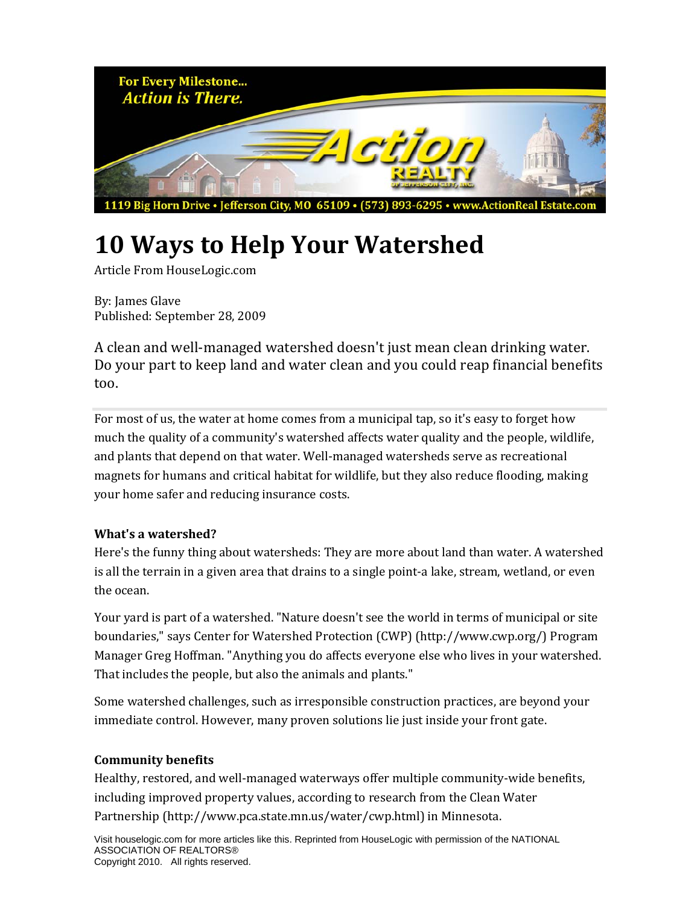For Every Milestone... *Action is There.*

Action REALTY of Jefferson City, Inc.

1119 Big Horn Drive • Jefferson City, MO 65109 • (573) 893-6295 • www.ActionRealEstate.com

# 10 Ways to Help Your Watershed

Article From HouseLogic.com

By: James Glave
Published: September 28, 2009

A clean and well-managed watershed doesn't just mean clean drinking water. Do your part to keep land and water clean and you could reap financial benefits too.

For most of us, the water at home comes from a municipal tap, so it's easy to forget how much the quality of a community's watershed affects water quality and the people, wildlife, and plants that depend on that water. Well-managed watersheds serve as recreational magnets for humans and critical habitat for wildlife, but they also reduce flooding, making your home safer and reducing insurance costs.

**What's a watershed?**

Here's the funny thing about watersheds: They are more about land than water. A watershed is all the terrain in a given area that drains to a single point-a lake, stream, wetland, or even the ocean.

Your yard is part of a watershed. "Nature doesn't see the world in terms of municipal or site boundaries," says Center for Watershed Protection (CWP) (http://www.cwp.org/) Program Manager Greg Hoffman. "Anything you do affects everyone else who lives in your watershed. That includes the people, but also the animals and plants."

Some watershed challenges, such as irresponsible construction practices, are beyond your immediate control. However, many proven solutions lie just inside your front gate.

**Community benefits**

Healthy, restored, and well-managed waterways offer multiple community-wide benefits, including improved property values, according to research from the Clean Water Partnership (http://www.pca.state.mn.us/water/cwp.html) in Minnesota.

Visit houselogic.com for more articles like this. Reprinted from HouseLogic with permission of the NATIONAL ASSOCIATION OF REALTORS®
Copyright 2010. All rights reserved.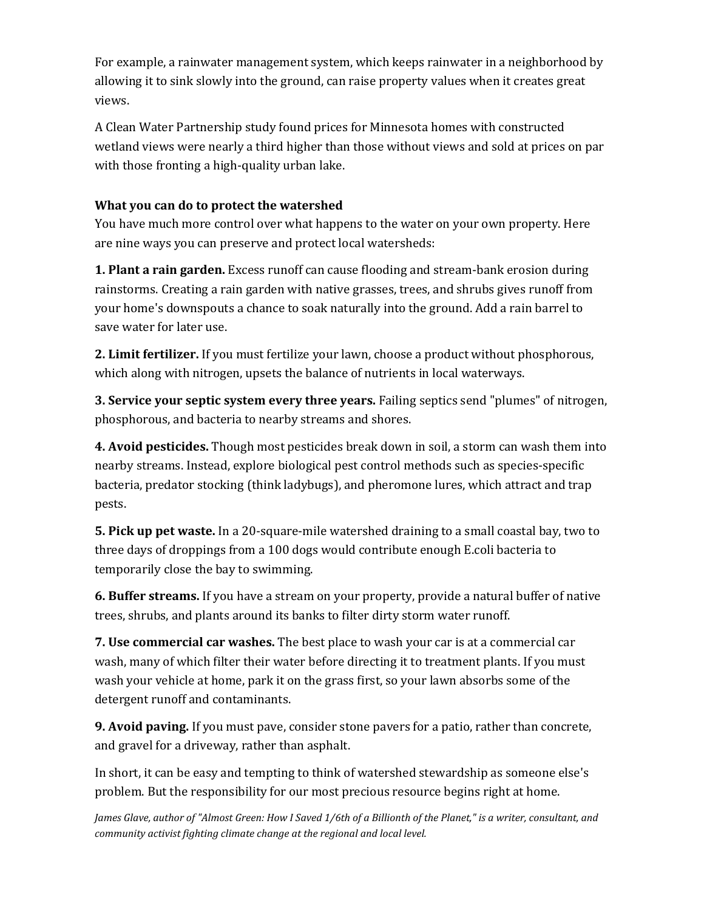For example, a rainwater management system, which keeps rainwater in a neighborhood by allowing it to sink slowly into the ground, can raise property values when it creates great views.

A Clean Water Partnership study found prices for Minnesota homes with constructed wetland views were nearly a third higher than those without views and sold at prices on par with those fronting a high-quality urban lake.

**What you can do to protect the watershed**

You have much more control over what happens to the water on your own property. Here are nine ways you can preserve and protect local watersheds:

**1. Plant a rain garden.** Excess runoff can cause flooding and stream-bank erosion during rainstorms. Creating a rain garden with native grasses, trees, and shrubs gives runoff from your home's downspouts a chance to soak naturally into the ground. Add a rain barrel to save water for later use.

**2. Limit fertilizer.** If you must fertilize your lawn, choose a product without phosphorous, which along with nitrogen, upsets the balance of nutrients in local waterways.

**3. Service your septic system every three years.** Failing septics send "plumes" of nitrogen, phosphorous, and bacteria to nearby streams and shores.

**4. Avoid pesticides.** Though most pesticides break down in soil, a storm can wash them into nearby streams. Instead, explore biological pest control methods such as species-specific bacteria, predator stocking (think ladybugs), and pheromone lures, which attract and trap pests.

**5. Pick up pet waste.** In a 20-square-mile watershed draining to a small coastal bay, two to three days of droppings from a 100 dogs would contribute enough E.coli bacteria to temporarily close the bay to swimming.

**6. Buffer streams.** If you have a stream on your property, provide a natural buffer of native trees, shrubs, and plants around its banks to filter dirty storm water runoff.

**7. Use commercial car washes.** The best place to wash your car is at a commercial car wash, many of which filter their water before directing it to treatment plants. If you must wash your vehicle at home, park it on the grass first, so your lawn absorbs some of the detergent runoff and contaminants.

**9. Avoid paving.** If you must pave, consider stone pavers for a patio, rather than concrete, and gravel for a driveway, rather than asphalt.

In short, it can be easy and tempting to think of watershed stewardship as someone else's problem. But the responsibility for our most precious resource begins right at home.

*James Glave, author of "Almost Green: How I Saved 1/6th of a Billionth of the Planet," is a writer, consultant, and community activist fighting climate change at the regional and local level.*